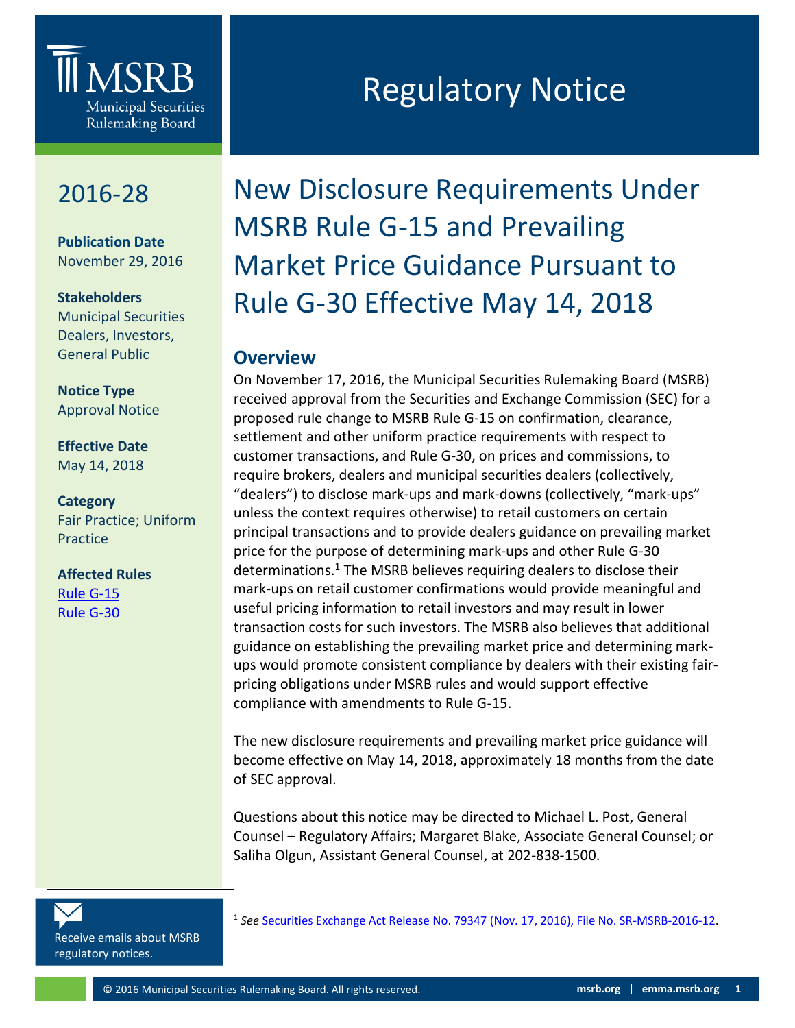# Regulatory Notice

MSRB
Municipal Securities Rulemaking Board

**2016-28**

**Publication Date**
November 29, 2016

**Stakeholders**
Municipal Securities Dealers, Investors, General Public

**Notice Type**
Approval Notice

**Effective Date**
May 14, 2018

**Category**
Fair Practice; Uniform Practice

**Affected Rules**
Rule G-15
Rule G-30

# New Disclosure Requirements Under MSRB Rule G-15 and Prevailing Market Price Guidance Pursuant to Rule G-30 Effective May 14, 2018

## Overview

On November 17, 2016, the Municipal Securities Rulemaking Board (MSRB) received approval from the Securities and Exchange Commission (SEC) for a proposed rule change to MSRB Rule G-15 on confirmation, clearance, settlement and other uniform practice requirements with respect to customer transactions, and Rule G-30, on prices and commissions, to require brokers, dealers and municipal securities dealers (collectively, "dealers") to disclose mark-ups and mark-downs (collectively, "mark-ups" unless the context requires otherwise) to retail customers on certain principal transactions and to provide dealers guidance on prevailing market price for the purpose of determining mark-ups and other Rule G-30 determinations.[1] The MSRB believes requiring dealers to disclose their mark-ups on retail customer confirmations would provide meaningful and useful pricing information to retail investors and may result in lower transaction costs for such investors. The MSRB also believes that additional guidance on establishing the prevailing market price and determining mark-ups would promote consistent compliance by dealers with their existing fair-pricing obligations under MSRB rules and would support effective compliance with amendments to Rule G-15.

The new disclosure requirements and prevailing market price guidance will become effective on May 14, 2018, approximately 18 months from the date of SEC approval.

Questions about this notice may be directed to Michael L. Post, General Counsel – Regulatory Affairs; Margaret Blake, Associate General Counsel; or Saliha Olgun, Assistant General Counsel, at 202-838-1500.

Receive emails about MSRB regulatory notices.

[1] *See* Securities Exchange Act Release No. 79347 (Nov. 17, 2016), File No. SR-MSRB-2016-12.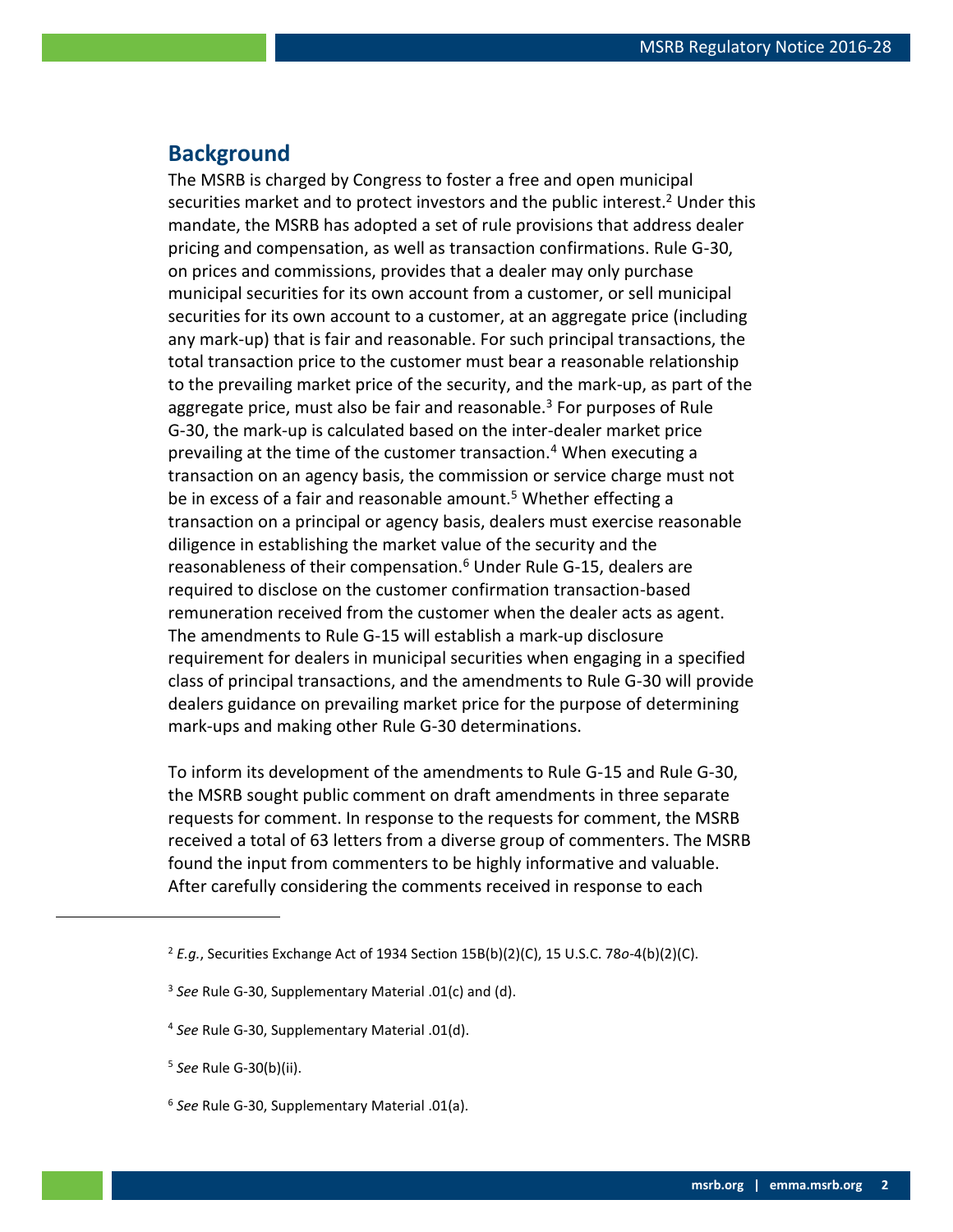## Background

The MSRB is charged by Congress to foster a free and open municipal securities market and to protect investors and the public interest.[2] Under this mandate, the MSRB has adopted a set of rule provisions that address dealer pricing and compensation, as well as transaction confirmations. Rule G-30, on prices and commissions, provides that a dealer may only purchase municipal securities for its own account from a customer, or sell municipal securities for its own account to a customer, at an aggregate price (including any mark-up) that is fair and reasonable. For such principal transactions, the total transaction price to the customer must bear a reasonable relationship to the prevailing market price of the security, and the mark-up, as part of the aggregate price, must also be fair and reasonable.[3] For purposes of Rule G-30, the mark-up is calculated based on the inter-dealer market price prevailing at the time of the customer transaction.[4] When executing a transaction on an agency basis, the commission or service charge must not be in excess of a fair and reasonable amount.[5] Whether effecting a transaction on a principal or agency basis, dealers must exercise reasonable diligence in establishing the market value of the security and the reasonableness of their compensation.[6] Under Rule G-15, dealers are required to disclose on the customer confirmation transaction-based remuneration received from the customer when the dealer acts as agent. The amendments to Rule G-15 will establish a mark-up disclosure requirement for dealers in municipal securities when engaging in a specified class of principal transactions, and the amendments to Rule G-30 will provide dealers guidance on prevailing market price for the purpose of determining mark-ups and making other Rule G-30 determinations.

To inform its development of the amendments to Rule G-15 and Rule G-30, the MSRB sought public comment on draft amendments in three separate requests for comment. In response to the requests for comment, the MSRB received a total of 63 letters from a diverse group of commenters. The MSRB found the input from commenters to be highly informative and valuable. After carefully considering the comments received in response to each

---

[2] *E.g.*, Securities Exchange Act of 1934 Section 15B(b)(2)(C), 15 U.S.C. 78*o*-4(b)(2)(C).

[3] *See* Rule G-30, Supplementary Material .01(c) and (d).

[4] *See* Rule G-30, Supplementary Material .01(d).

[5] *See* Rule G-30(b)(ii).

[6] *See* Rule G-30, Supplementary Material .01(a).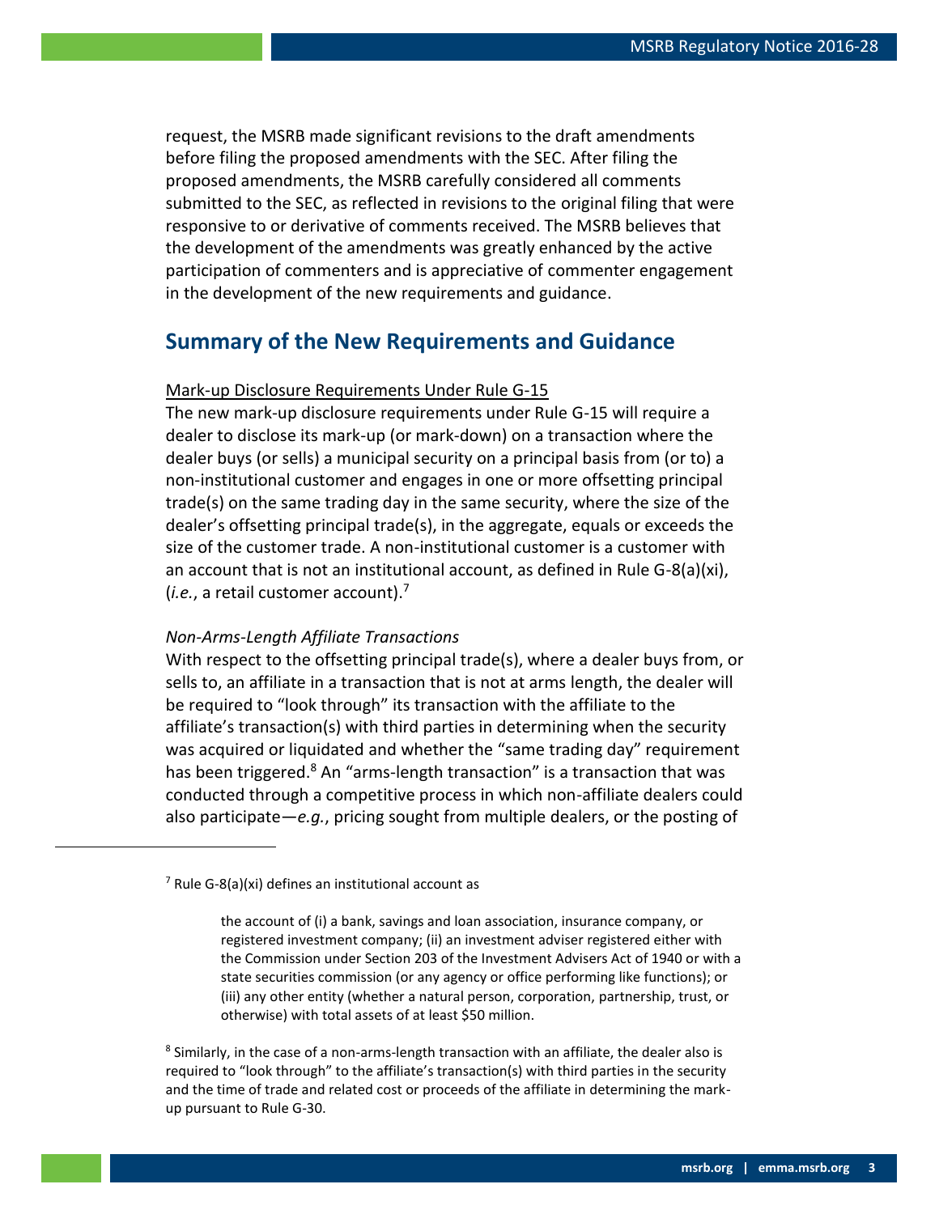request, the MSRB made significant revisions to the draft amendments before filing the proposed amendments with the SEC. After filing the proposed amendments, the MSRB carefully considered all comments submitted to the SEC, as reflected in revisions to the original filing that were responsive to or derivative of comments received. The MSRB believes that the development of the amendments was greatly enhanced by the active participation of commenters and is appreciative of commenter engagement in the development of the new requirements and guidance.

## Summary of the New Requirements and Guidance

<u>Mark-up Disclosure Requirements Under Rule G-15</u>

The new mark-up disclosure requirements under Rule G-15 will require a dealer to disclose its mark-up (or mark-down) on a transaction where the dealer buys (or sells) a municipal security on a principal basis from (or to) a non-institutional customer and engages in one or more offsetting principal trade(s) on the same trading day in the same security, where the size of the dealer's offsetting principal trade(s), in the aggregate, equals or exceeds the size of the customer trade. A non-institutional customer is a customer with an account that is not an institutional account, as defined in Rule G-8(a)(xi), (*i.e.*, a retail customer account).[7]

*Non-Arms-Length Affiliate Transactions*

With respect to the offsetting principal trade(s), where a dealer buys from, or sells to, an affiliate in a transaction that is not at arms length, the dealer will be required to "look through" its transaction with the affiliate to the affiliate's transaction(s) with third parties in determining when the security was acquired or liquidated and whether the "same trading day" requirement has been triggered.[8] An "arms-length transaction" is a transaction that was conducted through a competitive process in which non-affiliate dealers could also participate—*e.g.*, pricing sought from multiple dealers, or the posting of

---

[7] Rule G-8(a)(xi) defines an institutional account as

> the account of (i) a bank, savings and loan association, insurance company, or registered investment company; (ii) an investment adviser registered either with the Commission under Section 203 of the Investment Advisers Act of 1940 or with a state securities commission (or any agency or office performing like functions); or (iii) any other entity (whether a natural person, corporation, partnership, trust, or otherwise) with total assets of at least $50 million.

[8] Similarly, in the case of a non-arms-length transaction with an affiliate, the dealer also is required to "look through" to the affiliate's transaction(s) with third parties in the security and the time of trade and related cost or proceeds of the affiliate in determining the mark-up pursuant to Rule G-30.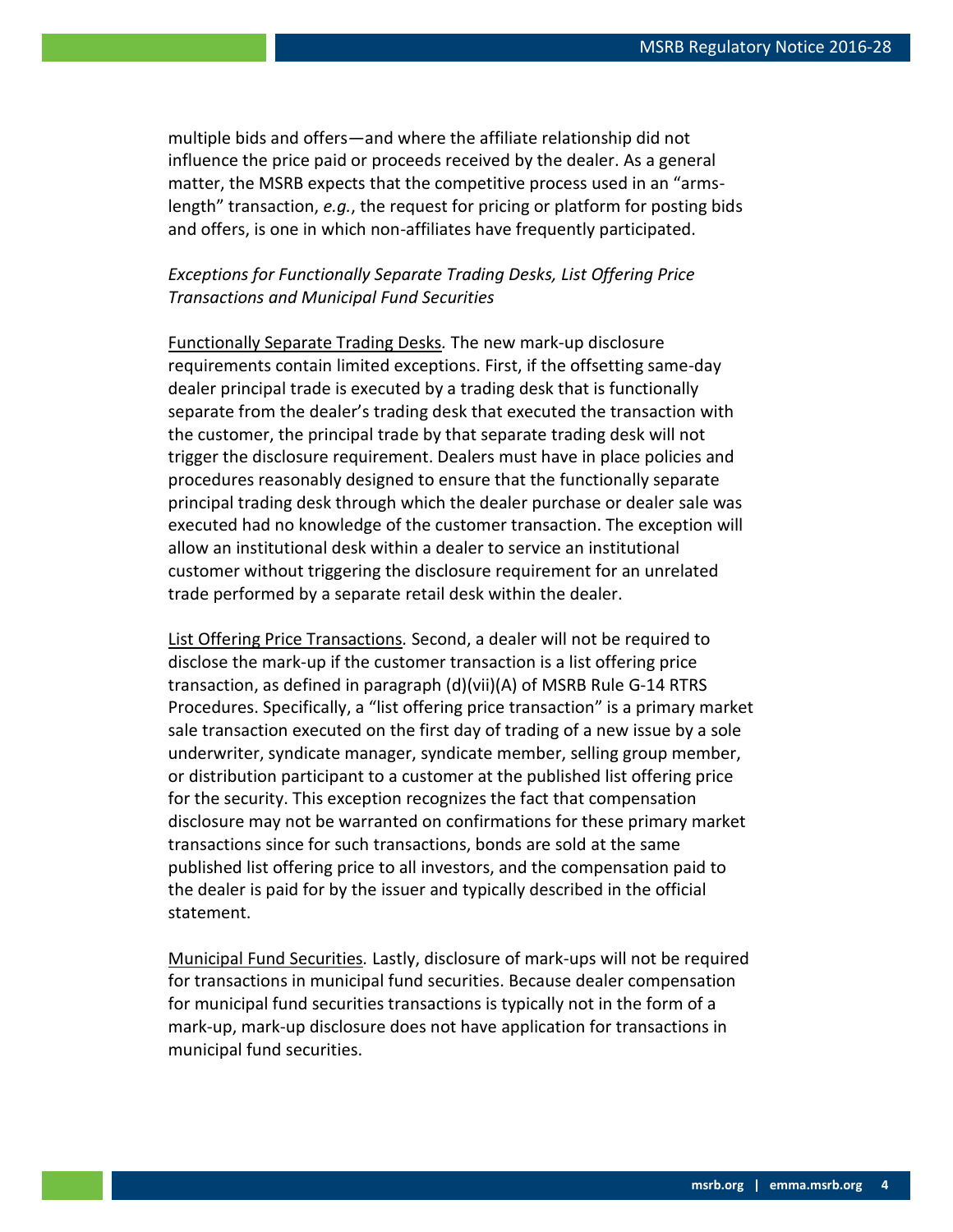multiple bids and offers—and where the affiliate relationship did not influence the price paid or proceeds received by the dealer. As a general matter, the MSRB expects that the competitive process used in an "arms-length" transaction, *e.g.*, the request for pricing or platform for posting bids and offers, is one in which non-affiliates have frequently participated.

*Exceptions for Functionally Separate Trading Desks, List Offering Price Transactions and Municipal Fund Securities*

Functionally Separate Trading Desks. The new mark-up disclosure requirements contain limited exceptions. First, if the offsetting same-day dealer principal trade is executed by a trading desk that is functionally separate from the dealer's trading desk that executed the transaction with the customer, the principal trade by that separate trading desk will not trigger the disclosure requirement. Dealers must have in place policies and procedures reasonably designed to ensure that the functionally separate principal trading desk through which the dealer purchase or dealer sale was executed had no knowledge of the customer transaction. The exception will allow an institutional desk within a dealer to service an institutional customer without triggering the disclosure requirement for an unrelated trade performed by a separate retail desk within the dealer.

List Offering Price Transactions. Second, a dealer will not be required to disclose the mark-up if the customer transaction is a list offering price transaction, as defined in paragraph (d)(vii)(A) of MSRB Rule G-14 RTRS Procedures. Specifically, a "list offering price transaction" is a primary market sale transaction executed on the first day of trading of a new issue by a sole underwriter, syndicate manager, syndicate member, selling group member, or distribution participant to a customer at the published list offering price for the security. This exception recognizes the fact that compensation disclosure may not be warranted on confirmations for these primary market transactions since for such transactions, bonds are sold at the same published list offering price to all investors, and the compensation paid to the dealer is paid for by the issuer and typically described in the official statement.

Municipal Fund Securities. Lastly, disclosure of mark-ups will not be required for transactions in municipal fund securities. Because dealer compensation for municipal fund securities transactions is typically not in the form of a mark-up, mark-up disclosure does not have application for transactions in municipal fund securities.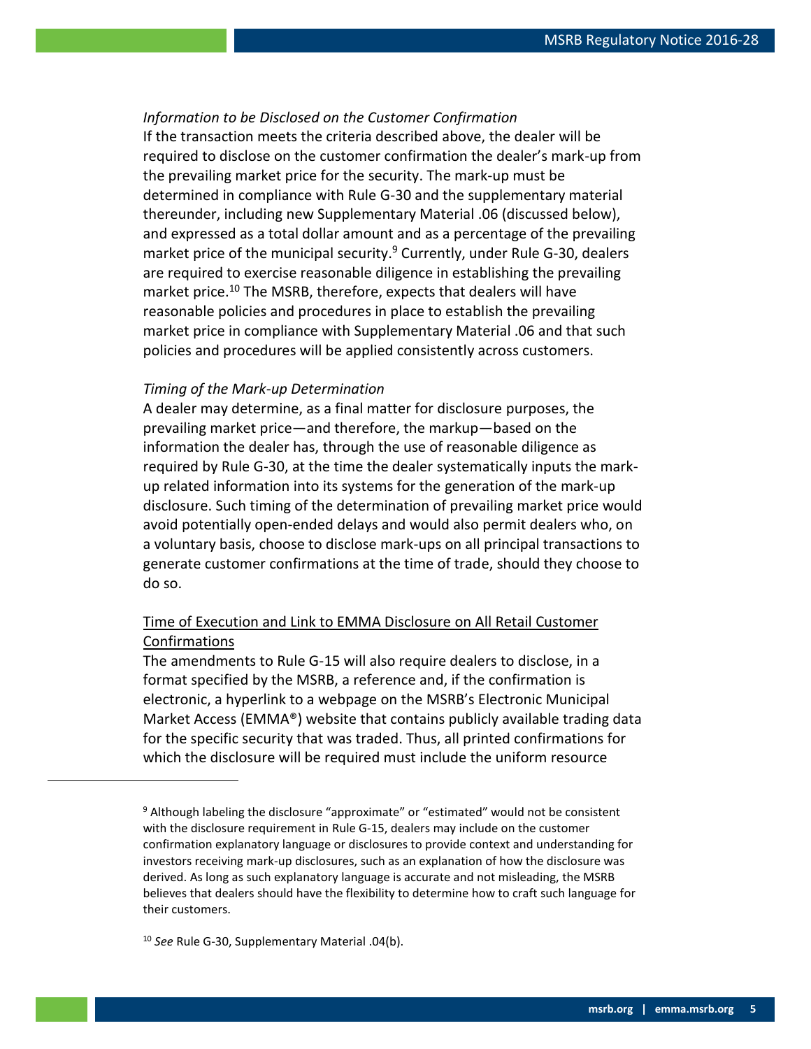*Information to be Disclosed on the Customer Confirmation*

If the transaction meets the criteria described above, the dealer will be required to disclose on the customer confirmation the dealer's mark-up from the prevailing market price for the security. The mark-up must be determined in compliance with Rule G-30 and the supplementary material thereunder, including new Supplementary Material .06 (discussed below), and expressed as a total dollar amount and as a percentage of the prevailing market price of the municipal security.[9] Currently, under Rule G-30, dealers are required to exercise reasonable diligence in establishing the prevailing market price.[10] The MSRB, therefore, expects that dealers will have reasonable policies and procedures in place to establish the prevailing market price in compliance with Supplementary Material .06 and that such policies and procedures will be applied consistently across customers.

*Timing of the Mark-up Determination*

A dealer may determine, as a final matter for disclosure purposes, the prevailing market price—and therefore, the markup—based on the information the dealer has, through the use of reasonable diligence as required by Rule G-30, at the time the dealer systematically inputs the mark-up related information into its systems for the generation of the mark-up disclosure. Such timing of the determination of prevailing market price would avoid potentially open-ended delays and would also permit dealers who, on a voluntary basis, choose to disclose mark-ups on all principal transactions to generate customer confirmations at the time of trade, should they choose to do so.

<u>Time of Execution and Link to EMMA Disclosure on All Retail Customer Confirmations</u>

The amendments to Rule G-15 will also require dealers to disclose, in a format specified by the MSRB, a reference and, if the confirmation is electronic, a hyperlink to a webpage on the MSRB's Electronic Municipal Market Access (EMMA®) website that contains publicly available trading data for the specific security that was traded. Thus, all printed confirmations for which the disclosure will be required must include the uniform resource

---

[9] Although labeling the disclosure "approximate" or "estimated" would not be consistent with the disclosure requirement in Rule G-15, dealers may include on the customer confirmation explanatory language or disclosures to provide context and understanding for investors receiving mark-up disclosures, such as an explanation of how the disclosure was derived. As long as such explanatory language is accurate and not misleading, the MSRB believes that dealers should have the flexibility to determine how to craft such language for their customers.

[10] *See* Rule G-30, Supplementary Material .04(b).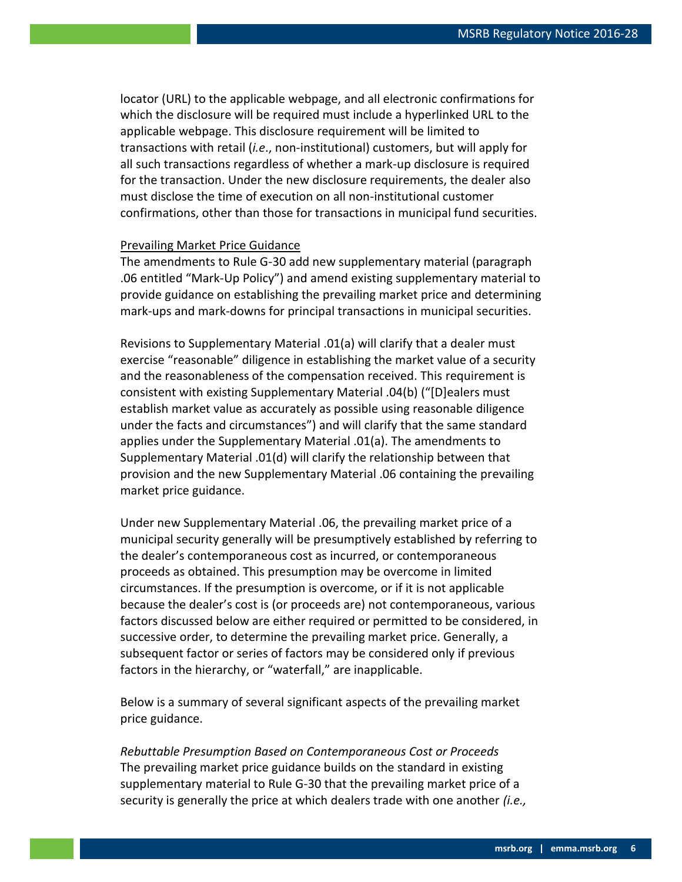locator (URL) to the applicable webpage, and all electronic confirmations for which the disclosure will be required must include a hyperlinked URL to the applicable webpage. This disclosure requirement will be limited to transactions with retail (*i.e*., non-institutional) customers, but will apply for all such transactions regardless of whether a mark-up disclosure is required for the transaction. Under the new disclosure requirements, the dealer also must disclose the time of execution on all non-institutional customer confirmations, other than those for transactions in municipal fund securities.

<u>Prevailing Market Price Guidance</u>

The amendments to Rule G-30 add new supplementary material (paragraph .06 entitled "Mark-Up Policy") and amend existing supplementary material to provide guidance on establishing the prevailing market price and determining mark-ups and mark-downs for principal transactions in municipal securities.

Revisions to Supplementary Material .01(a) will clarify that a dealer must exercise "reasonable" diligence in establishing the market value of a security and the reasonableness of the compensation received. This requirement is consistent with existing Supplementary Material .04(b) ("[D]ealers must establish market value as accurately as possible using reasonable diligence under the facts and circumstances") and will clarify that the same standard applies under the Supplementary Material .01(a). The amendments to Supplementary Material .01(d) will clarify the relationship between that provision and the new Supplementary Material .06 containing the prevailing market price guidance.

Under new Supplementary Material .06, the prevailing market price of a municipal security generally will be presumptively established by referring to the dealer's contemporaneous cost as incurred, or contemporaneous proceeds as obtained. This presumption may be overcome in limited circumstances. If the presumption is overcome, or if it is not applicable because the dealer's cost is (or proceeds are) not contemporaneous, various factors discussed below are either required or permitted to be considered, in successive order, to determine the prevailing market price. Generally, a subsequent factor or series of factors may be considered only if previous factors in the hierarchy, or "waterfall," are inapplicable.

Below is a summary of several significant aspects of the prevailing market price guidance.

*Rebuttable Presumption Based on Contemporaneous Cost or Proceeds*

The prevailing market price guidance builds on the standard in existing supplementary material to Rule G-30 that the prevailing market price of a security is generally the price at which dealers trade with one another *(i.e.,*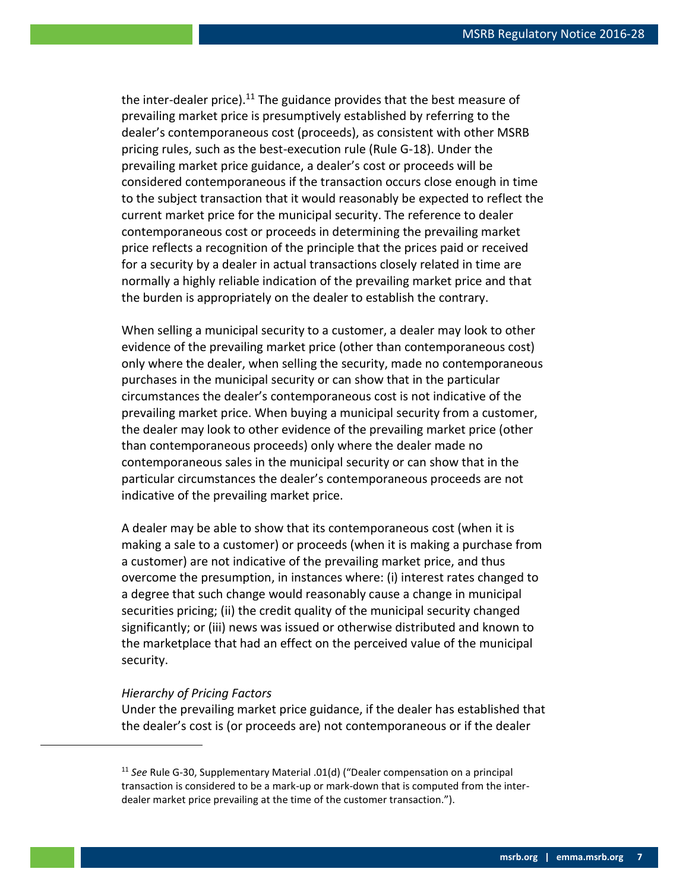the inter-dealer price).[11] The guidance provides that the best measure of prevailing market price is presumptively established by referring to the dealer's contemporaneous cost (proceeds), as consistent with other MSRB pricing rules, such as the best-execution rule (Rule G-18). Under the prevailing market price guidance, a dealer's cost or proceeds will be considered contemporaneous if the transaction occurs close enough in time to the subject transaction that it would reasonably be expected to reflect the current market price for the municipal security. The reference to dealer contemporaneous cost or proceeds in determining the prevailing market price reflects a recognition of the principle that the prices paid or received for a security by a dealer in actual transactions closely related in time are normally a highly reliable indication of the prevailing market price and that the burden is appropriately on the dealer to establish the contrary.

When selling a municipal security to a customer, a dealer may look to other evidence of the prevailing market price (other than contemporaneous cost) only where the dealer, when selling the security, made no contemporaneous purchases in the municipal security or can show that in the particular circumstances the dealer's contemporaneous cost is not indicative of the prevailing market price. When buying a municipal security from a customer, the dealer may look to other evidence of the prevailing market price (other than contemporaneous proceeds) only where the dealer made no contemporaneous sales in the municipal security or can show that in the particular circumstances the dealer's contemporaneous proceeds are not indicative of the prevailing market price.

A dealer may be able to show that its contemporaneous cost (when it is making a sale to a customer) or proceeds (when it is making a purchase from a customer) are not indicative of the prevailing market price, and thus overcome the presumption, in instances where: (i) interest rates changed to a degree that such change would reasonably cause a change in municipal securities pricing; (ii) the credit quality of the municipal security changed significantly; or (iii) news was issued or otherwise distributed and known to the marketplace that had an effect on the perceived value of the municipal security.

*Hierarchy of Pricing Factors*

Under the prevailing market price guidance, if the dealer has established that the dealer's cost is (or proceeds are) not contemporaneous or if the dealer

---

[11] *See* Rule G-30, Supplementary Material .01(d) ("Dealer compensation on a principal transaction is considered to be a mark-up or mark-down that is computed from the inter-dealer market price prevailing at the time of the customer transaction.").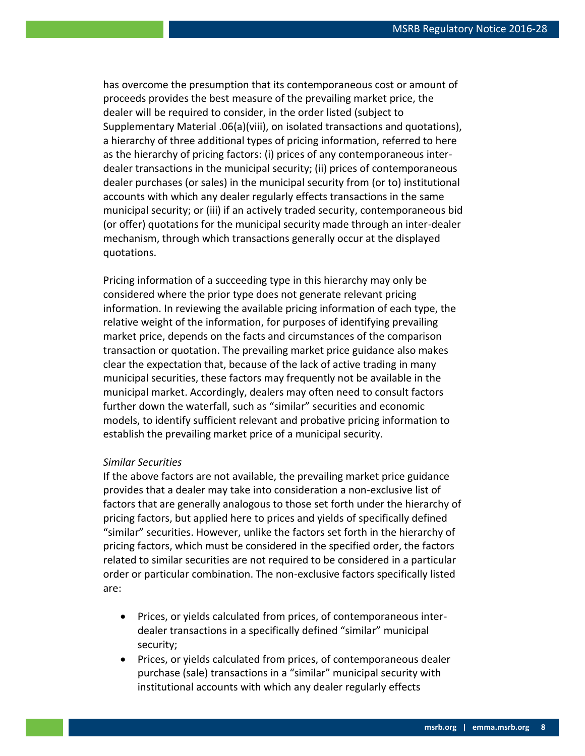has overcome the presumption that its contemporaneous cost or amount of proceeds provides the best measure of the prevailing market price, the dealer will be required to consider, in the order listed (subject to Supplementary Material .06(a)(viii), on isolated transactions and quotations), a hierarchy of three additional types of pricing information, referred to here as the hierarchy of pricing factors: (i) prices of any contemporaneous inter-dealer transactions in the municipal security; (ii) prices of contemporaneous dealer purchases (or sales) in the municipal security from (or to) institutional accounts with which any dealer regularly effects transactions in the same municipal security; or (iii) if an actively traded security, contemporaneous bid (or offer) quotations for the municipal security made through an inter-dealer mechanism, through which transactions generally occur at the displayed quotations.

Pricing information of a succeeding type in this hierarchy may only be considered where the prior type does not generate relevant pricing information. In reviewing the available pricing information of each type, the relative weight of the information, for purposes of identifying prevailing market price, depends on the facts and circumstances of the comparison transaction or quotation. The prevailing market price guidance also makes clear the expectation that, because of the lack of active trading in many municipal securities, these factors may frequently not be available in the municipal market. Accordingly, dealers may often need to consult factors further down the waterfall, such as "similar" securities and economic models, to identify sufficient relevant and probative pricing information to establish the prevailing market price of a municipal security.

*Similar Securities*

If the above factors are not available, the prevailing market price guidance provides that a dealer may take into consideration a non-exclusive list of factors that are generally analogous to those set forth under the hierarchy of pricing factors, but applied here to prices and yields of specifically defined "similar" securities. However, unlike the factors set forth in the hierarchy of pricing factors, which must be considered in the specified order, the factors related to similar securities are not required to be considered in a particular order or particular combination. The non-exclusive factors specifically listed are:

- Prices, or yields calculated from prices, of contemporaneous inter-dealer transactions in a specifically defined "similar" municipal security;
- Prices, or yields calculated from prices, of contemporaneous dealer purchase (sale) transactions in a "similar" municipal security with institutional accounts with which any dealer regularly effects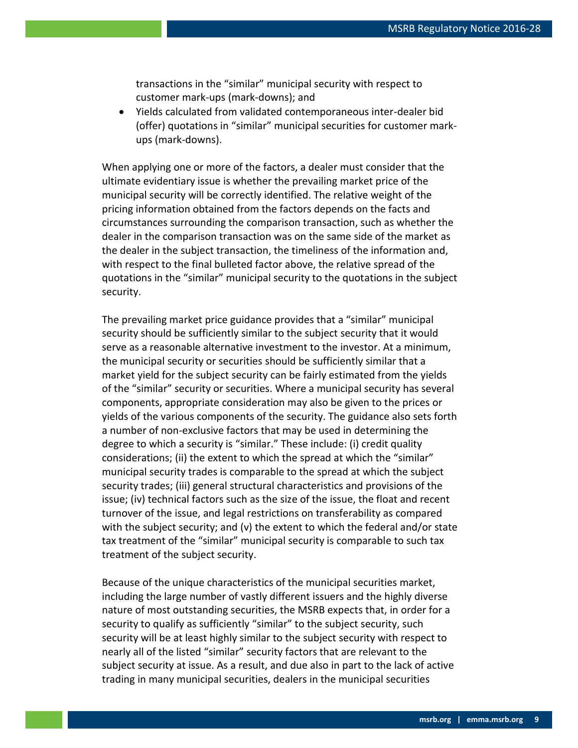transactions in the "similar" municipal security with respect to customer mark-ups (mark-downs); and

- Yields calculated from validated contemporaneous inter-dealer bid (offer) quotations in "similar" municipal securities for customer mark-ups (mark-downs).

When applying one or more of the factors, a dealer must consider that the ultimate evidentiary issue is whether the prevailing market price of the municipal security will be correctly identified. The relative weight of the pricing information obtained from the factors depends on the facts and circumstances surrounding the comparison transaction, such as whether the dealer in the comparison transaction was on the same side of the market as the dealer in the subject transaction, the timeliness of the information and, with respect to the final bulleted factor above, the relative spread of the quotations in the "similar" municipal security to the quotations in the subject security.

The prevailing market price guidance provides that a "similar" municipal security should be sufficiently similar to the subject security that it would serve as a reasonable alternative investment to the investor. At a minimum, the municipal security or securities should be sufficiently similar that a market yield for the subject security can be fairly estimated from the yields of the "similar" security or securities. Where a municipal security has several components, appropriate consideration may also be given to the prices or yields of the various components of the security. The guidance also sets forth a number of non-exclusive factors that may be used in determining the degree to which a security is "similar." These include: (i) credit quality considerations; (ii) the extent to which the spread at which the "similar" municipal security trades is comparable to the spread at which the subject security trades; (iii) general structural characteristics and provisions of the issue; (iv) technical factors such as the size of the issue, the float and recent turnover of the issue, and legal restrictions on transferability as compared with the subject security; and (v) the extent to which the federal and/or state tax treatment of the "similar" municipal security is comparable to such tax treatment of the subject security.

Because of the unique characteristics of the municipal securities market, including the large number of vastly different issuers and the highly diverse nature of most outstanding securities, the MSRB expects that, in order for a security to qualify as sufficiently "similar" to the subject security, such security will be at least highly similar to the subject security with respect to nearly all of the listed "similar" security factors that are relevant to the subject security at issue. As a result, and due also in part to the lack of active trading in many municipal securities, dealers in the municipal securities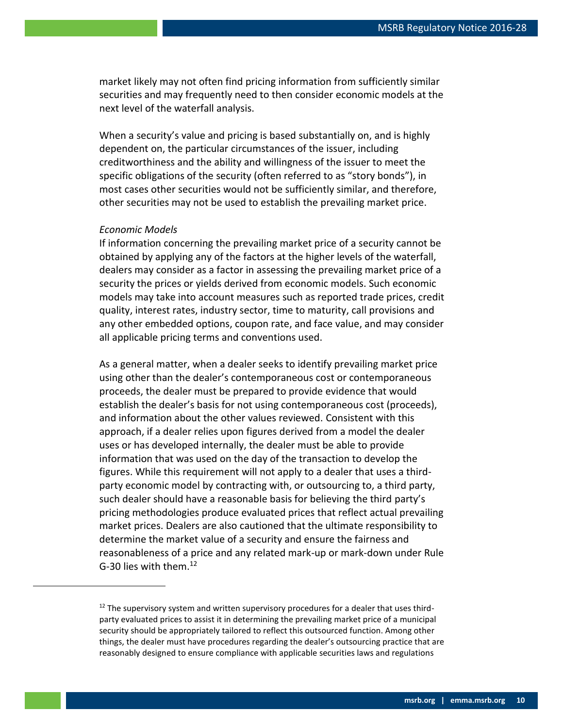market likely may not often find pricing information from sufficiently similar securities and may frequently need to then consider economic models at the next level of the waterfall analysis.

When a security's value and pricing is based substantially on, and is highly dependent on, the particular circumstances of the issuer, including creditworthiness and the ability and willingness of the issuer to meet the specific obligations of the security (often referred to as "story bonds"), in most cases other securities would not be sufficiently similar, and therefore, other securities may not be used to establish the prevailing market price.

*Economic Models*

If information concerning the prevailing market price of a security cannot be obtained by applying any of the factors at the higher levels of the waterfall, dealers may consider as a factor in assessing the prevailing market price of a security the prices or yields derived from economic models. Such economic models may take into account measures such as reported trade prices, credit quality, interest rates, industry sector, time to maturity, call provisions and any other embedded options, coupon rate, and face value, and may consider all applicable pricing terms and conventions used.

As a general matter, when a dealer seeks to identify prevailing market price using other than the dealer's contemporaneous cost or contemporaneous proceeds, the dealer must be prepared to provide evidence that would establish the dealer's basis for not using contemporaneous cost (proceeds), and information about the other values reviewed. Consistent with this approach, if a dealer relies upon figures derived from a model the dealer uses or has developed internally, the dealer must be able to provide information that was used on the day of the transaction to develop the figures. While this requirement will not apply to a dealer that uses a third-party economic model by contracting with, or outsourcing to, a third party, such dealer should have a reasonable basis for believing the third party's pricing methodologies produce evaluated prices that reflect actual prevailing market prices. Dealers are also cautioned that the ultimate responsibility to determine the market value of a security and ensure the fairness and reasonableness of a price and any related mark-up or mark-down under Rule G-30 lies with them.[12]

---

[12] The supervisory system and written supervisory procedures for a dealer that uses third-party evaluated prices to assist it in determining the prevailing market price of a municipal security should be appropriately tailored to reflect this outsourced function. Among other things, the dealer must have procedures regarding the dealer's outsourcing practice that are reasonably designed to ensure compliance with applicable securities laws and regulations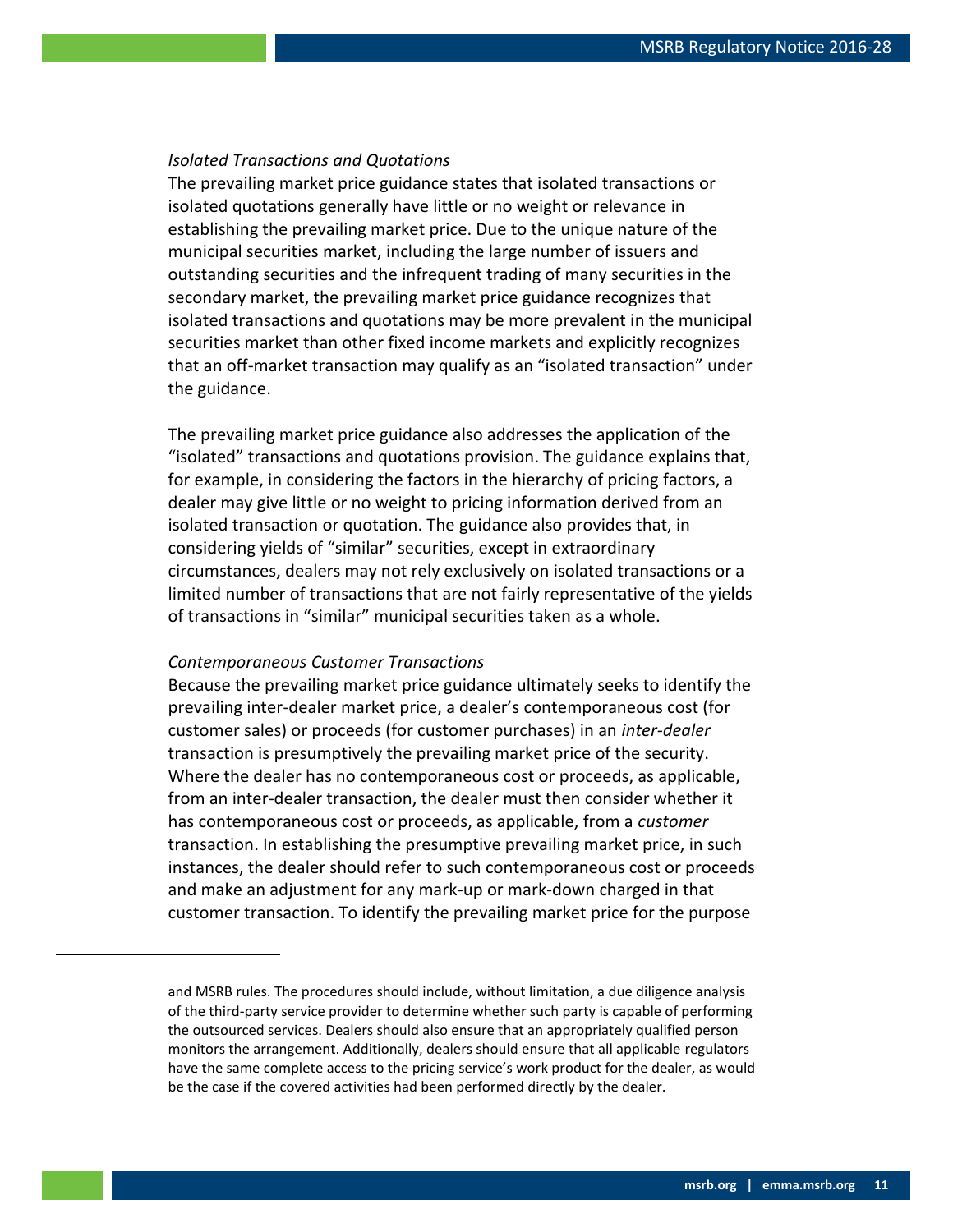*Isolated Transactions and Quotations*
The prevailing market price guidance states that isolated transactions or isolated quotations generally have little or no weight or relevance in establishing the prevailing market price. Due to the unique nature of the municipal securities market, including the large number of issuers and outstanding securities and the infrequent trading of many securities in the secondary market, the prevailing market price guidance recognizes that isolated transactions and quotations may be more prevalent in the municipal securities market than other fixed income markets and explicitly recognizes that an off-market transaction may qualify as an "isolated transaction" under the guidance.

The prevailing market price guidance also addresses the application of the "isolated" transactions and quotations provision. The guidance explains that, for example, in considering the factors in the hierarchy of pricing factors, a dealer may give little or no weight to pricing information derived from an isolated transaction or quotation. The guidance also provides that, in considering yields of "similar" securities, except in extraordinary circumstances, dealers may not rely exclusively on isolated transactions or a limited number of transactions that are not fairly representative of the yields of transactions in "similar" municipal securities taken as a whole.

*Contemporaneous Customer Transactions*
Because the prevailing market price guidance ultimately seeks to identify the prevailing inter-dealer market price, a dealer's contemporaneous cost (for customer sales) or proceeds (for customer purchases) in an *inter-dealer* transaction is presumptively the prevailing market price of the security. Where the dealer has no contemporaneous cost or proceeds, as applicable, from an inter-dealer transaction, the dealer must then consider whether it has contemporaneous cost or proceeds, as applicable, from a *customer* transaction. In establishing the presumptive prevailing market price, in such instances, the dealer should refer to such contemporaneous cost or proceeds and make an adjustment for any mark-up or mark-down charged in that customer transaction. To identify the prevailing market price for the purpose

---

and MSRB rules. The procedures should include, without limitation, a due diligence analysis of the third-party service provider to determine whether such party is capable of performing the outsourced services. Dealers should also ensure that an appropriately qualified person monitors the arrangement. Additionally, dealers should ensure that all applicable regulators have the same complete access to the pricing service's work product for the dealer, as would be the case if the covered activities had been performed directly by the dealer.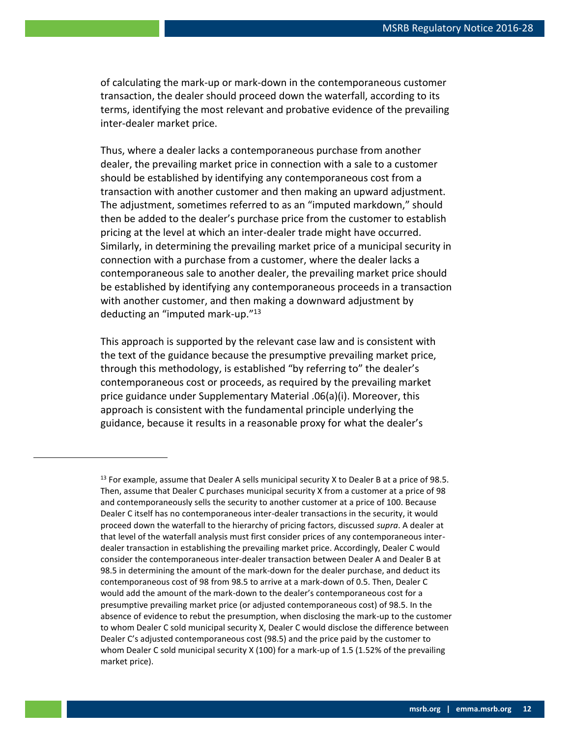of calculating the mark-up or mark-down in the contemporaneous customer transaction, the dealer should proceed down the waterfall, according to its terms, identifying the most relevant and probative evidence of the prevailing inter-dealer market price.

Thus, where a dealer lacks a contemporaneous purchase from another dealer, the prevailing market price in connection with a sale to a customer should be established by identifying any contemporaneous cost from a transaction with another customer and then making an upward adjustment. The adjustment, sometimes referred to as an "imputed markdown," should then be added to the dealer's purchase price from the customer to establish pricing at the level at which an inter-dealer trade might have occurred. Similarly, in determining the prevailing market price of a municipal security in connection with a purchase from a customer, where the dealer lacks a contemporaneous sale to another dealer, the prevailing market price should be established by identifying any contemporaneous proceeds in a transaction with another customer, and then making a downward adjustment by deducting an "imputed mark-up."[13]

This approach is supported by the relevant case law and is consistent with the text of the guidance because the presumptive prevailing market price, through this methodology, is established "by referring to" the dealer's contemporaneous cost or proceeds, as required by the prevailing market price guidance under Supplementary Material .06(a)(i). Moreover, this approach is consistent with the fundamental principle underlying the guidance, because it results in a reasonable proxy for what the dealer's

---

[13] For example, assume that Dealer A sells municipal security X to Dealer B at a price of 98.5. Then, assume that Dealer C purchases municipal security X from a customer at a price of 98 and contemporaneously sells the security to another customer at a price of 100. Because Dealer C itself has no contemporaneous inter-dealer transactions in the security, it would proceed down the waterfall to the hierarchy of pricing factors, discussed *supra*. A dealer at that level of the waterfall analysis must first consider prices of any contemporaneous inter-dealer transaction in establishing the prevailing market price. Accordingly, Dealer C would consider the contemporaneous inter-dealer transaction between Dealer A and Dealer B at 98.5 in determining the amount of the mark-down for the dealer purchase, and deduct its contemporaneous cost of 98 from 98.5 to arrive at a mark-down of 0.5. Then, Dealer C would add the amount of the mark-down to the dealer's contemporaneous cost for a presumptive prevailing market price (or adjusted contemporaneous cost) of 98.5. In the absence of evidence to rebut the presumption, when disclosing the mark-up to the customer to whom Dealer C sold municipal security X, Dealer C would disclose the difference between Dealer C's adjusted contemporaneous cost (98.5) and the price paid by the customer to whom Dealer C sold municipal security X (100) for a mark-up of 1.5 (1.52% of the prevailing market price).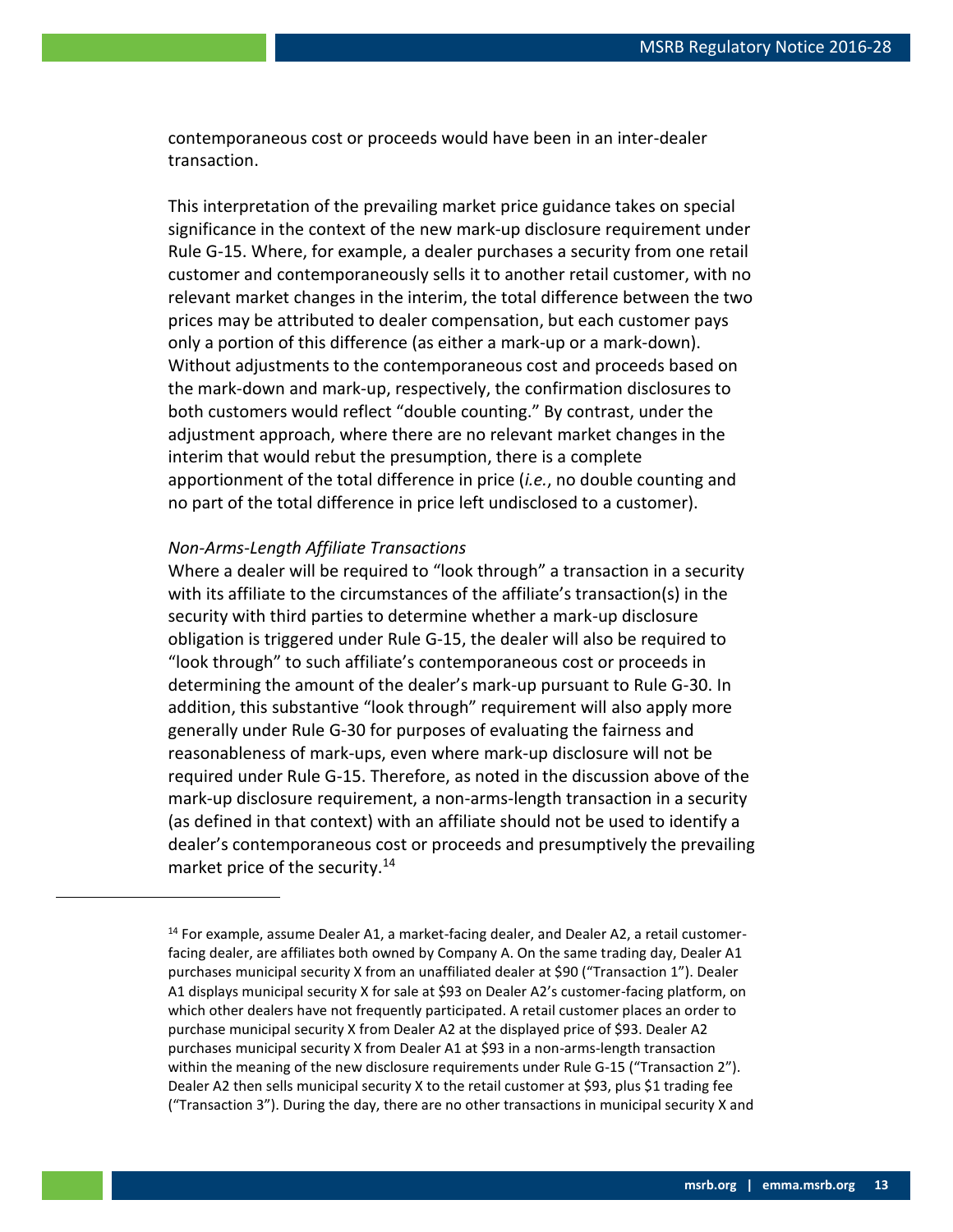contemporaneous cost or proceeds would have been in an inter-dealer transaction.

This interpretation of the prevailing market price guidance takes on special significance in the context of the new mark-up disclosure requirement under Rule G-15. Where, for example, a dealer purchases a security from one retail customer and contemporaneously sells it to another retail customer, with no relevant market changes in the interim, the total difference between the two prices may be attributed to dealer compensation, but each customer pays only a portion of this difference (as either a mark-up or a mark-down). Without adjustments to the contemporaneous cost and proceeds based on the mark-down and mark-up, respectively, the confirmation disclosures to both customers would reflect "double counting." By contrast, under the adjustment approach, where there are no relevant market changes in the interim that would rebut the presumption, there is a complete apportionment of the total difference in price (*i.e.*, no double counting and no part of the total difference in price left undisclosed to a customer).

*Non-Arms-Length Affiliate Transactions*

Where a dealer will be required to "look through" a transaction in a security with its affiliate to the circumstances of the affiliate's transaction(s) in the security with third parties to determine whether a mark-up disclosure obligation is triggered under Rule G-15, the dealer will also be required to "look through" to such affiliate's contemporaneous cost or proceeds in determining the amount of the dealer's mark-up pursuant to Rule G-30. In addition, this substantive "look through" requirement will also apply more generally under Rule G-30 for purposes of evaluating the fairness and reasonableness of mark-ups, even where mark-up disclosure will not be required under Rule G-15. Therefore, as noted in the discussion above of the mark-up disclosure requirement, a non-arms-length transaction in a security (as defined in that context) with an affiliate should not be used to identify a dealer's contemporaneous cost or proceeds and presumptively the prevailing market price of the security.[14]

---

[14] For example, assume Dealer A1, a market-facing dealer, and Dealer A2, a retail customer-facing dealer, are affiliates both owned by Company A. On the same trading day, Dealer A1 purchases municipal security X from an unaffiliated dealer at $90 ("Transaction 1"). Dealer A1 displays municipal security X for sale at $93 on Dealer A2's customer-facing platform, on which other dealers have not frequently participated. A retail customer places an order to purchase municipal security X from Dealer A2 at the displayed price of $93. Dealer A2 purchases municipal security X from Dealer A1 at $93 in a non-arms-length transaction within the meaning of the new disclosure requirements under Rule G-15 ("Transaction 2"). Dealer A2 then sells municipal security X to the retail customer at $93, plus $1 trading fee ("Transaction 3"). During the day, there are no other transactions in municipal security X and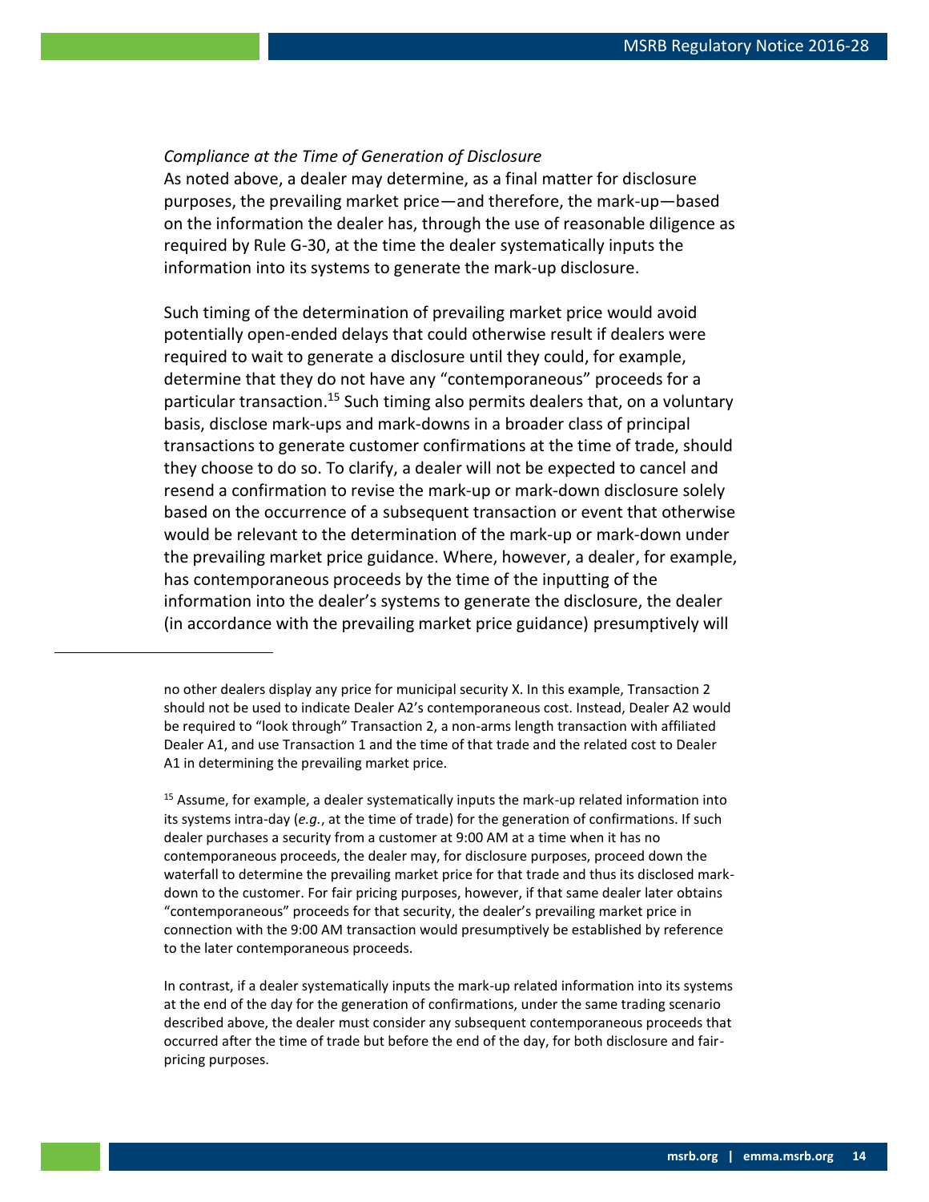*Compliance at the Time of Generation of Disclosure*

As noted above, a dealer may determine, as a final matter for disclosure purposes, the prevailing market price—and therefore, the mark-up—based on the information the dealer has, through the use of reasonable diligence as required by Rule G-30, at the time the dealer systematically inputs the information into its systems to generate the mark-up disclosure.

Such timing of the determination of prevailing market price would avoid potentially open-ended delays that could otherwise result if dealers were required to wait to generate a disclosure until they could, for example, determine that they do not have any "contemporaneous" proceeds for a particular transaction.[15] Such timing also permits dealers that, on a voluntary basis, disclose mark-ups and mark-downs in a broader class of principal transactions to generate customer confirmations at the time of trade, should they choose to do so. To clarify, a dealer will not be expected to cancel and resend a confirmation to revise the mark-up or mark-down disclosure solely based on the occurrence of a subsequent transaction or event that otherwise would be relevant to the determination of the mark-up or mark-down under the prevailing market price guidance. Where, however, a dealer, for example, has contemporaneous proceeds by the time of the inputting of the information into the dealer's systems to generate the disclosure, the dealer (in accordance with the prevailing market price guidance) presumptively will

---

no other dealers display any price for municipal security X. In this example, Transaction 2 should not be used to indicate Dealer A2's contemporaneous cost. Instead, Dealer A2 would be required to "look through" Transaction 2, a non-arms length transaction with affiliated Dealer A1, and use Transaction 1 and the time of that trade and the related cost to Dealer A1 in determining the prevailing market price.

[15] Assume, for example, a dealer systematically inputs the mark-up related information into its systems intra-day (*e.g.*, at the time of trade) for the generation of confirmations. If such dealer purchases a security from a customer at 9:00 AM at a time when it has no contemporaneous proceeds, the dealer may, for disclosure purposes, proceed down the waterfall to determine the prevailing market price for that trade and thus its disclosed mark-down to the customer. For fair pricing purposes, however, if that same dealer later obtains "contemporaneous" proceeds for that security, the dealer's prevailing market price in connection with the 9:00 AM transaction would presumptively be established by reference to the later contemporaneous proceeds.

In contrast, if a dealer systematically inputs the mark-up related information into its systems at the end of the day for the generation of confirmations, under the same trading scenario described above, the dealer must consider any subsequent contemporaneous proceeds that occurred after the time of trade but before the end of the day, for both disclosure and fair-pricing purposes.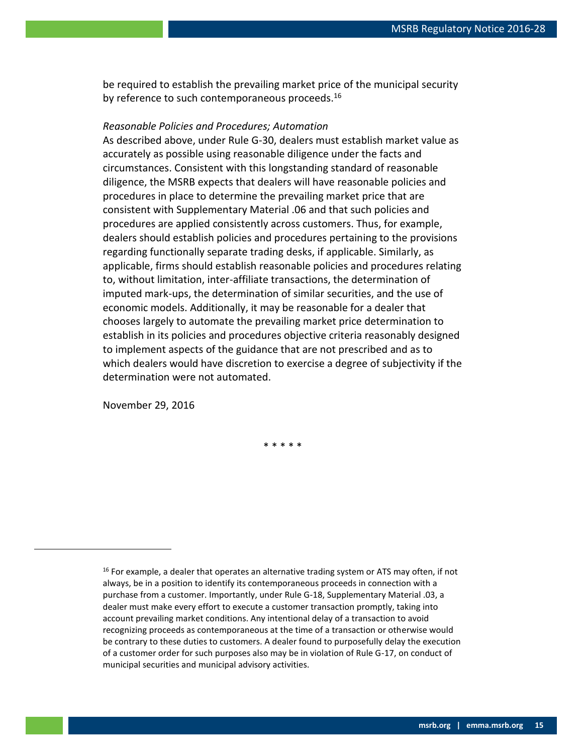be required to establish the prevailing market price of the municipal security by reference to such contemporaneous proceeds.[16]

*Reasonable Policies and Procedures; Automation*

As described above, under Rule G-30, dealers must establish market value as accurately as possible using reasonable diligence under the facts and circumstances. Consistent with this longstanding standard of reasonable diligence, the MSRB expects that dealers will have reasonable policies and procedures in place to determine the prevailing market price that are consistent with Supplementary Material .06 and that such policies and procedures are applied consistently across customers. Thus, for example, dealers should establish policies and procedures pertaining to the provisions regarding functionally separate trading desks, if applicable. Similarly, as applicable, firms should establish reasonable policies and procedures relating to, without limitation, inter-affiliate transactions, the determination of imputed mark-ups, the determination of similar securities, and the use of economic models. Additionally, it may be reasonable for a dealer that chooses largely to automate the prevailing market price determination to establish in its policies and procedures objective criteria reasonably designed to implement aspects of the guidance that are not prescribed and as to which dealers would have discretion to exercise a degree of subjectivity if the determination were not automated.

November 29, 2016

\* \* \* \* \*

[16] For example, a dealer that operates an alternative trading system or ATS may often, if not always, be in a position to identify its contemporaneous proceeds in connection with a purchase from a customer. Importantly, under Rule G-18, Supplementary Material .03, a dealer must make every effort to execute a customer transaction promptly, taking into account prevailing market conditions. Any intentional delay of a transaction to avoid recognizing proceeds as contemporaneous at the time of a transaction or otherwise would be contrary to these duties to customers. A dealer found to purposefully delay the execution of a customer order for such purposes also may be in violation of Rule G-17, on conduct of municipal securities and municipal advisory activities.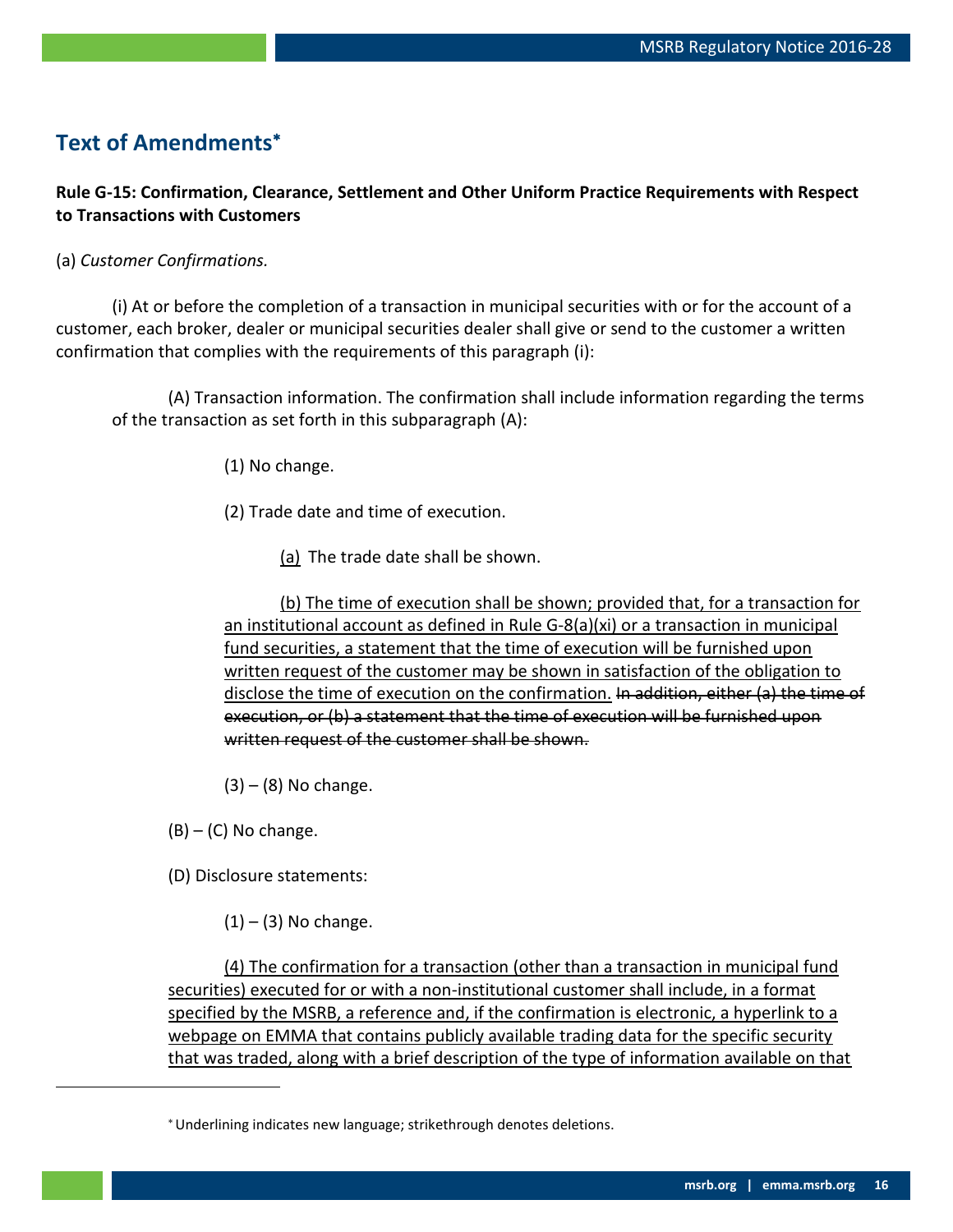## Text of Amendments*

**Rule G-15: Confirmation, Clearance, Settlement and Other Uniform Practice Requirements with Respect to Transactions with Customers**

(a) *Customer Confirmations.*

(i) At or before the completion of a transaction in municipal securities with or for the account of a customer, each broker, dealer or municipal securities dealer shall give or send to the customer a written confirmation that complies with the requirements of this paragraph (i):

(A) Transaction information. The confirmation shall include information regarding the terms of the transaction as set forth in this subparagraph (A):

(1) No change.

(2) Trade date and time of execution.

<u>(a)</u> The trade date shall be shown.

<u>(b) The time of execution shall be shown; provided that, for a transaction for an institutional account as defined in Rule G-8(a)(xi) or a transaction in municipal fund securities, a statement that the time of execution will be furnished upon written request of the customer may be shown in satisfaction of the obligation to disclose the time of execution on the confirmation.</u> ~~In addition, either (a) the time of execution, or (b) a statement that the time of execution will be furnished upon written request of the customer shall be shown.~~

(3) – (8) No change.

(B) – (C) No change.

(D) Disclosure statements:

(1) – (3) No change.

<u>(4) The confirmation for a transaction (other than a transaction in municipal fund securities) executed for or with a non-institutional customer shall include, in a format specified by the MSRB, a reference and, if the confirmation is electronic, a hyperlink to a webpage on EMMA that contains publicly available trading data for the specific security that was traded, along with a brief description of the type of information available on that</u>

---

* Underlining indicates new language; strikethrough denotes deletions.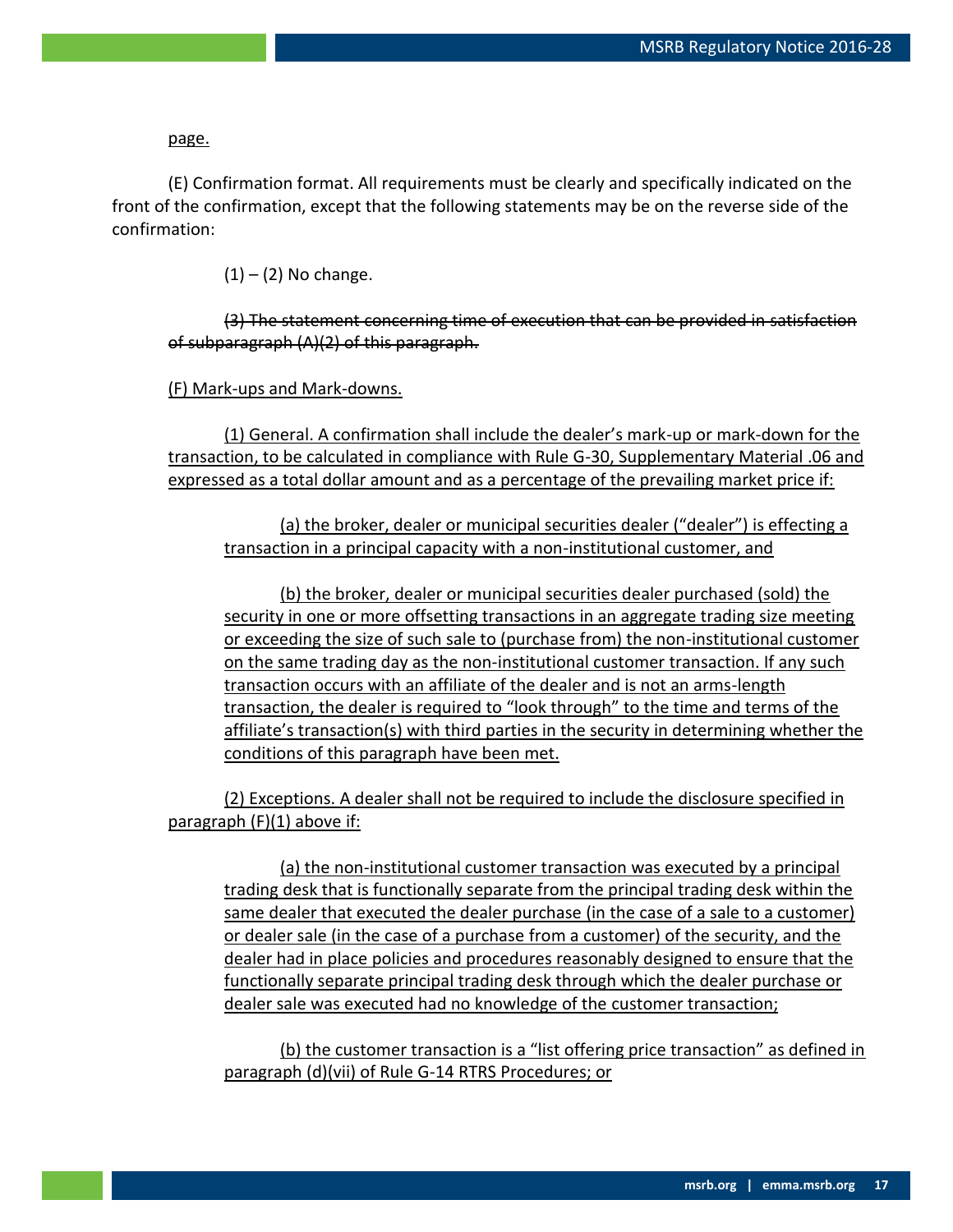page.

(E) Confirmation format. All requirements must be clearly and specifically indicated on the front of the confirmation, except that the following statements may be on the reverse side of the confirmation:

(1) – (2) No change.

~~(3) The statement concerning time of execution that can be provided in satisfaction of subparagraph (A)(2) of this paragraph.~~

(F) Mark-ups and Mark-downs.

(1) General. A confirmation shall include the dealer's mark-up or mark-down for the transaction, to be calculated in compliance with Rule G-30, Supplementary Material .06 and expressed as a total dollar amount and as a percentage of the prevailing market price if:

(a) the broker, dealer or municipal securities dealer ("dealer") is effecting a transaction in a principal capacity with a non-institutional customer, and

(b) the broker, dealer or municipal securities dealer purchased (sold) the security in one or more offsetting transactions in an aggregate trading size meeting or exceeding the size of such sale to (purchase from) the non-institutional customer on the same trading day as the non-institutional customer transaction. If any such transaction occurs with an affiliate of the dealer and is not an arms-length transaction, the dealer is required to "look through" to the time and terms of the affiliate's transaction(s) with third parties in the security in determining whether the conditions of this paragraph have been met.

(2) Exceptions. A dealer shall not be required to include the disclosure specified in paragraph (F)(1) above if:

(a) the non-institutional customer transaction was executed by a principal trading desk that is functionally separate from the principal trading desk within the same dealer that executed the dealer purchase (in the case of a sale to a customer) or dealer sale (in the case of a purchase from a customer) of the security, and the dealer had in place policies and procedures reasonably designed to ensure that the functionally separate principal trading desk through which the dealer purchase or dealer sale was executed had no knowledge of the customer transaction;

(b) the customer transaction is a "list offering price transaction" as defined in paragraph (d)(vii) of Rule G-14 RTRS Procedures; or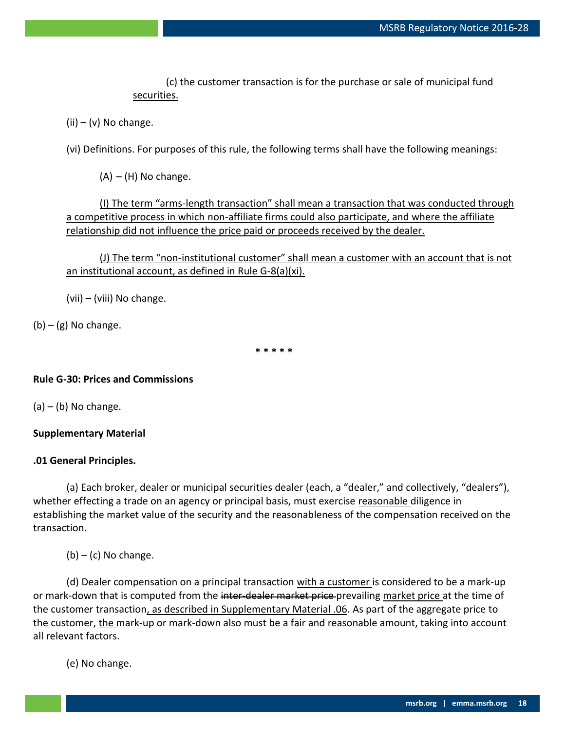(c) the customer transaction is for the purchase or sale of municipal fund securities.

(ii) – (v) No change.

(vi) Definitions. For purposes of this rule, the following terms shall have the following meanings:

(A) – (H) No change.

(I) The term "arms-length transaction" shall mean a transaction that was conducted through a competitive process in which non-affiliate firms could also participate, and where the affiliate relationship did not influence the price paid or proceeds received by the dealer.

(J) The term "non-institutional customer" shall mean a customer with an account that is not an institutional account, as defined in Rule G-8(a)(xi).

(vii) – (viii) No change.

(b) – (g) No change.

* * * * *

**Rule G-30: Prices and Commissions**

(a) – (b) No change.

**Supplementary Material**

**.01 General Principles.**

(a) Each broker, dealer or municipal securities dealer (each, a "dealer," and collectively, "dealers"), whether effecting a trade on an agency or principal basis, must exercise reasonable diligence in establishing the market value of the security and the reasonableness of the compensation received on the transaction.

(b) – (c) No change.

(d) Dealer compensation on a principal transaction with a customer is considered to be a mark-up or mark-down that is computed from the ~~inter-dealer market price~~ prevailing market price at the time of the customer transaction, as described in Supplementary Material .06. As part of the aggregate price to the customer, the mark-up or mark-down also must be a fair and reasonable amount, taking into account all relevant factors.

(e) No change.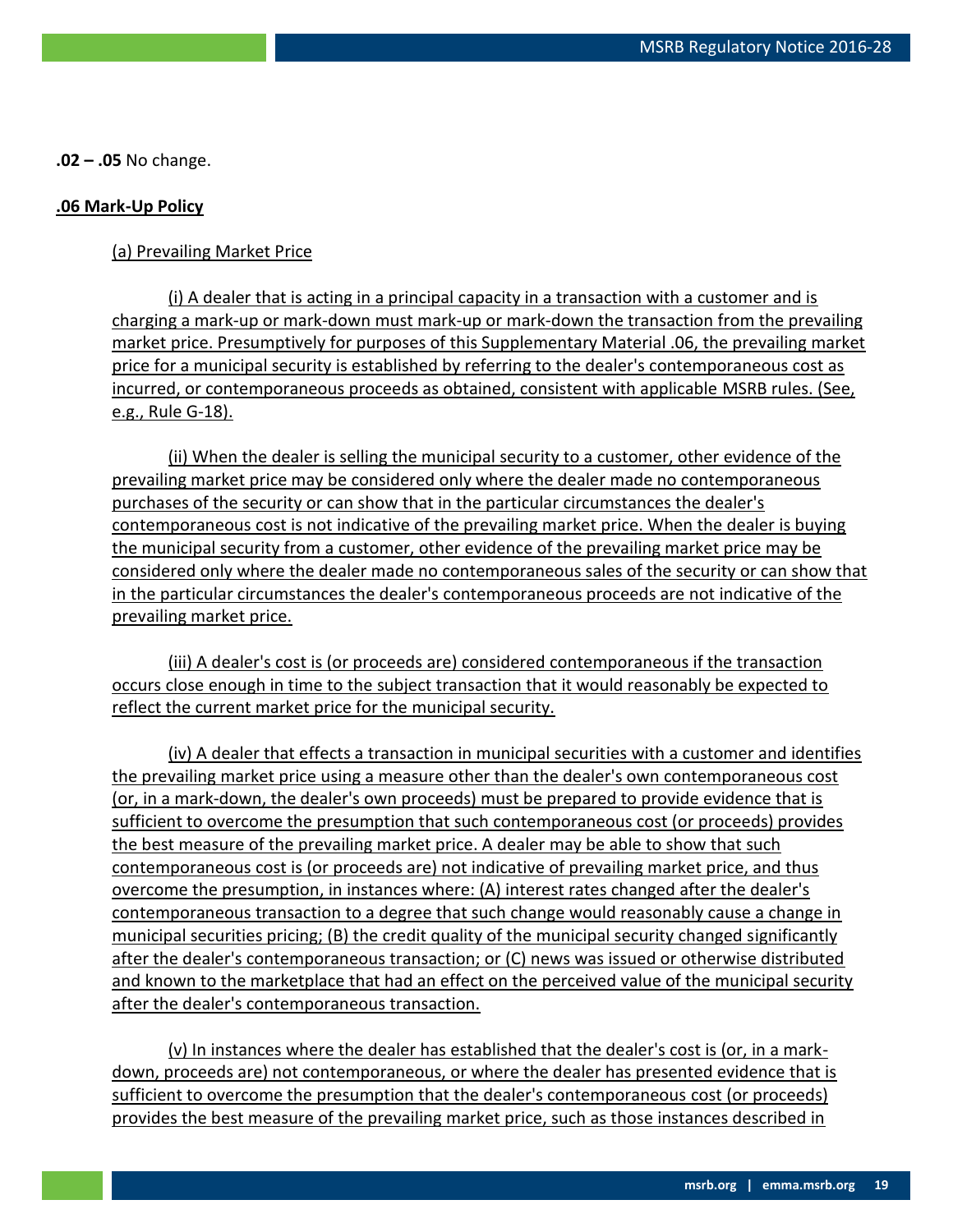**.02 – .05** No change.

**.06 Mark-Up Policy**

(a) Prevailing Market Price

(i) A dealer that is acting in a principal capacity in a transaction with a customer and is charging a mark-up or mark-down must mark-up or mark-down the transaction from the prevailing market price. Presumptively for purposes of this Supplementary Material .06, the prevailing market price for a municipal security is established by referring to the dealer's contemporaneous cost as incurred, or contemporaneous proceeds as obtained, consistent with applicable MSRB rules. (See, e.g., Rule G-18).

(ii) When the dealer is selling the municipal security to a customer, other evidence of the prevailing market price may be considered only where the dealer made no contemporaneous purchases of the security or can show that in the particular circumstances the dealer's contemporaneous cost is not indicative of the prevailing market price. When the dealer is buying the municipal security from a customer, other evidence of the prevailing market price may be considered only where the dealer made no contemporaneous sales of the security or can show that in the particular circumstances the dealer's contemporaneous proceeds are not indicative of the prevailing market price.

(iii) A dealer's cost is (or proceeds are) considered contemporaneous if the transaction occurs close enough in time to the subject transaction that it would reasonably be expected to reflect the current market price for the municipal security.

(iv) A dealer that effects a transaction in municipal securities with a customer and identifies the prevailing market price using a measure other than the dealer's own contemporaneous cost (or, in a mark-down, the dealer's own proceeds) must be prepared to provide evidence that is sufficient to overcome the presumption that such contemporaneous cost (or proceeds) provides the best measure of the prevailing market price. A dealer may be able to show that such contemporaneous cost is (or proceeds are) not indicative of prevailing market price, and thus overcome the presumption, in instances where: (A) interest rates changed after the dealer's contemporaneous transaction to a degree that such change would reasonably cause a change in municipal securities pricing; (B) the credit quality of the municipal security changed significantly after the dealer's contemporaneous transaction; or (C) news was issued or otherwise distributed and known to the marketplace that had an effect on the perceived value of the municipal security after the dealer's contemporaneous transaction.

(v) In instances where the dealer has established that the dealer's cost is (or, in a mark-down, proceeds are) not contemporaneous, or where the dealer has presented evidence that is sufficient to overcome the presumption that the dealer's contemporaneous cost (or proceeds) provides the best measure of the prevailing market price, such as those instances described in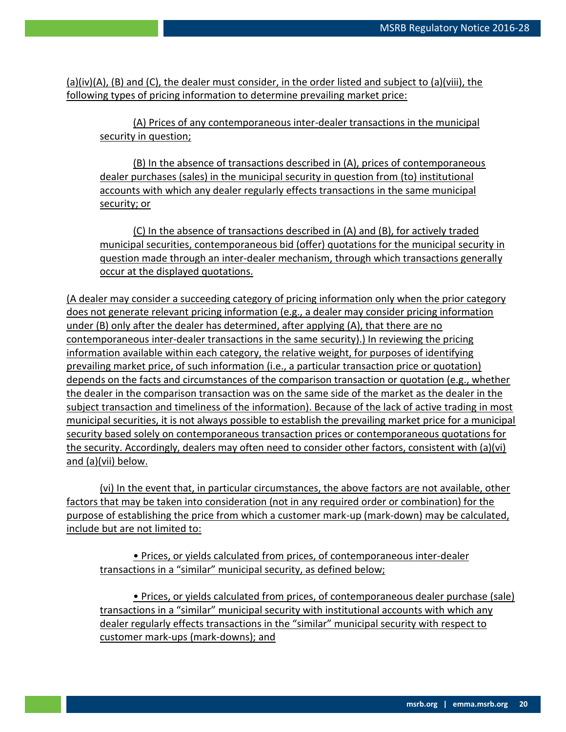(a)(iv)(A), (B) and (C), the dealer must consider, in the order listed and subject to (a)(viii), the following types of pricing information to determine prevailing market price:

(A) Prices of any contemporaneous inter-dealer transactions in the municipal security in question;

(B) In the absence of transactions described in (A), prices of contemporaneous dealer purchases (sales) in the municipal security in question from (to) institutional accounts with which any dealer regularly effects transactions in the same municipal security; or

(C) In the absence of transactions described in (A) and (B), for actively traded municipal securities, contemporaneous bid (offer) quotations for the municipal security in question made through an inter-dealer mechanism, through which transactions generally occur at the displayed quotations.

(A dealer may consider a succeeding category of pricing information only when the prior category does not generate relevant pricing information (e.g., a dealer may consider pricing information under (B) only after the dealer has determined, after applying (A), that there are no contemporaneous inter-dealer transactions in the same security).) In reviewing the pricing information available within each category, the relative weight, for purposes of identifying prevailing market price, of such information (i.e., a particular transaction price or quotation) depends on the facts and circumstances of the comparison transaction or quotation (e.g., whether the dealer in the comparison transaction was on the same side of the market as the dealer in the subject transaction and timeliness of the information). Because of the lack of active trading in most municipal securities, it is not always possible to establish the prevailing market price for a municipal security based solely on contemporaneous transaction prices or contemporaneous quotations for the security. Accordingly, dealers may often need to consider other factors, consistent with (a)(vi) and (a)(vii) below.

(vi) In the event that, in particular circumstances, the above factors are not available, other factors that may be taken into consideration (not in any required order or combination) for the purpose of establishing the price from which a customer mark-up (mark-down) may be calculated, include but are not limited to:

- Prices, or yields calculated from prices, of contemporaneous inter-dealer transactions in a "similar" municipal security, as defined below;

- Prices, or yields calculated from prices, of contemporaneous dealer purchase (sale) transactions in a "similar" municipal security with institutional accounts with which any dealer regularly effects transactions in the "similar" municipal security with respect to customer mark-ups (mark-downs); and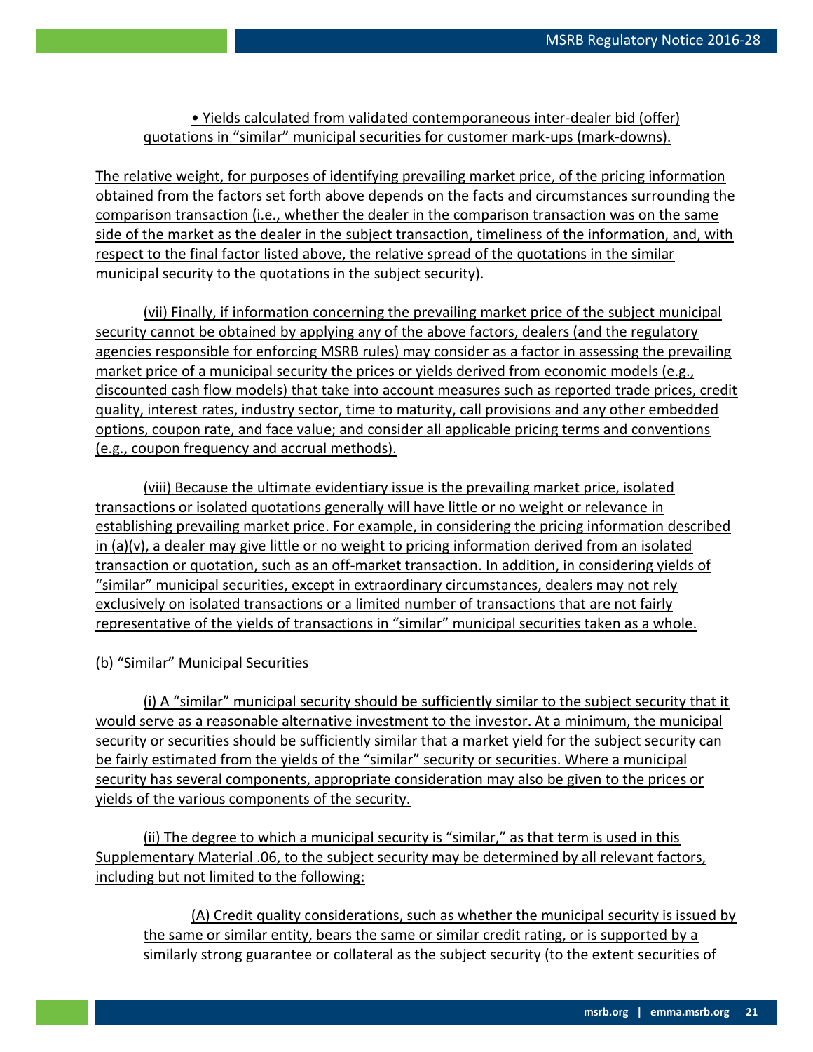• Yields calculated from validated contemporaneous inter-dealer bid (offer) quotations in "similar" municipal securities for customer mark-ups (mark-downs).

The relative weight, for purposes of identifying prevailing market price, of the pricing information obtained from the factors set forth above depends on the facts and circumstances surrounding the comparison transaction (i.e., whether the dealer in the comparison transaction was on the same side of the market as the dealer in the subject transaction, timeliness of the information, and, with respect to the final factor listed above, the relative spread of the quotations in the similar municipal security to the quotations in the subject security).

(vii) Finally, if information concerning the prevailing market price of the subject municipal security cannot be obtained by applying any of the above factors, dealers (and the regulatory agencies responsible for enforcing MSRB rules) may consider as a factor in assessing the prevailing market price of a municipal security the prices or yields derived from economic models (e.g., discounted cash flow models) that take into account measures such as reported trade prices, credit quality, interest rates, industry sector, time to maturity, call provisions and any other embedded options, coupon rate, and face value; and consider all applicable pricing terms and conventions (e.g., coupon frequency and accrual methods).

(viii) Because the ultimate evidentiary issue is the prevailing market price, isolated transactions or isolated quotations generally will have little or no weight or relevance in establishing prevailing market price. For example, in considering the pricing information described in (a)(v), a dealer may give little or no weight to pricing information derived from an isolated transaction or quotation, such as an off-market transaction. In addition, in considering yields of "similar" municipal securities, except in extraordinary circumstances, dealers may not rely exclusively on isolated transactions or a limited number of transactions that are not fairly representative of the yields of transactions in "similar" municipal securities taken as a whole.

(b) "Similar" Municipal Securities

(i) A "similar" municipal security should be sufficiently similar to the subject security that it would serve as a reasonable alternative investment to the investor. At a minimum, the municipal security or securities should be sufficiently similar that a market yield for the subject security can be fairly estimated from the yields of the "similar" security or securities. Where a municipal security has several components, appropriate consideration may also be given to the prices or yields of the various components of the security.

(ii) The degree to which a municipal security is "similar," as that term is used in this Supplementary Material .06, to the subject security may be determined by all relevant factors, including but not limited to the following:

(A) Credit quality considerations, such as whether the municipal security is issued by the same or similar entity, bears the same or similar credit rating, or is supported by a similarly strong guarantee or collateral as the subject security (to the extent securities of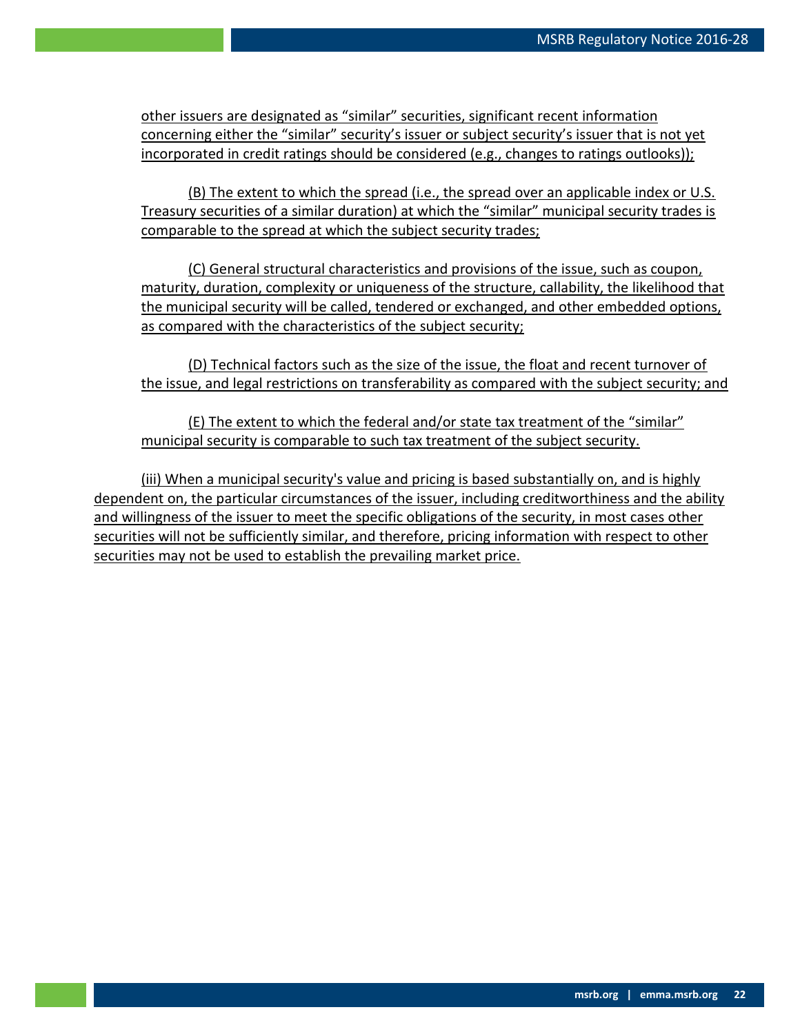other issuers are designated as "similar" securities, significant recent information concerning either the "similar" security's issuer or subject security's issuer that is not yet incorporated in credit ratings should be considered (e.g., changes to ratings outlooks));

(B) The extent to which the spread (i.e., the spread over an applicable index or U.S. Treasury securities of a similar duration) at which the "similar" municipal security trades is comparable to the spread at which the subject security trades;

(C) General structural characteristics and provisions of the issue, such as coupon, maturity, duration, complexity or uniqueness of the structure, callability, the likelihood that the municipal security will be called, tendered or exchanged, and other embedded options, as compared with the characteristics of the subject security;

(D) Technical factors such as the size of the issue, the float and recent turnover of the issue, and legal restrictions on transferability as compared with the subject security; and

(E) The extent to which the federal and/or state tax treatment of the "similar" municipal security is comparable to such tax treatment of the subject security.

(iii) When a municipal security's value and pricing is based substantially on, and is highly dependent on, the particular circumstances of the issuer, including creditworthiness and the ability and willingness of the issuer to meet the specific obligations of the security, in most cases other securities will not be sufficiently similar, and therefore, pricing information with respect to other securities may not be used to establish the prevailing market price.